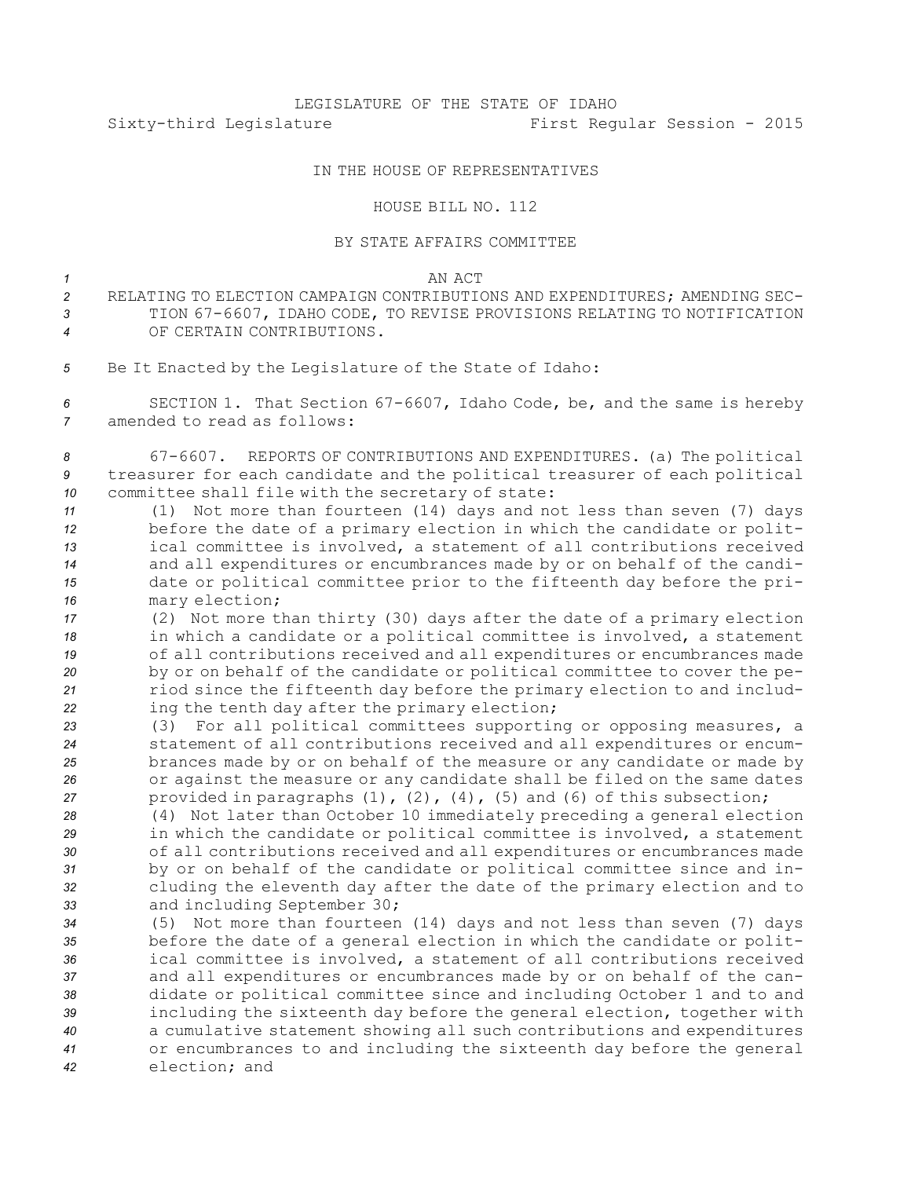LEGISLATURE OF THE STATE OF IDAHO

Sixty-third Legislature First Regular Session - 2015

IN THE HOUSE OF REPRESENTATIVES

HOUSE BILL NO. 112

BY STATE AFFAIRS COMMITTEE

AN ACT

RELATING TO ELECTION CAMPAIGN CONTRIBUTIONS AND EXPENDITURES; AMENDING SECTION 67-6607, IDAHO CODE, TO REVISE PROVISIONS RELATING TO NOTIFICATION OF CERTAIN CONTRIBUTIONS.

Be It Enacted by the Legislature of the State of Idaho:

SECTION 1. That Section 67-6607, Idaho Code, be, and the same is hereby amended to read as follows:

67-6607. REPORTS OF CONTRIBUTIONS AND EXPENDITURES. (a) The political treasurer for each candidate and the political treasurer of each political committee shall file with the secretary of state:

(1) Not more than fourteen (14) days and not less than seven (7) days before the date of a primary election in which the candidate or political committee is involved, a statement of all contributions received and all expenditures or encumbrances made by or on behalf of the candidate or political committee prior to the fifteenth day before the primary election;

(2) Not more than thirty (30) days after the date of a primary election in which a candidate or a political committee is involved, a statement of all contributions received and all expenditures or encumbrances made by or on behalf of the candidate or political committee to cover the period since the fifteenth day before the primary election to and including the tenth day after the primary election;

(3) For all political committees supporting or opposing measures, a statement of all contributions received and all expenditures or encumbrances made by or on behalf of the measure or any candidate or made by or against the measure or any candidate shall be filed on the same dates provided in paragraphs (1), (2), (4), (5) and (6) of this subsection;

(4) Not later than October 10 immediately preceding a general election in which the candidate or political committee is involved, a statement of all contributions received and all expenditures or encumbrances made by or on behalf of the candidate or political committee since and including the eleventh day after the date of the primary election and to and including September 30;

(5) Not more than fourteen (14) days and not less than seven (7) days before the date of a general election in which the candidate or political committee is involved, a statement of all contributions received and all expenditures or encumbrances made by or on behalf of the candidate or political committee since and including October 1 and to and including the sixteenth day before the general election, together with a cumulative statement showing all such contributions and expenditures or encumbrances to and including the sixteenth day before the general election; and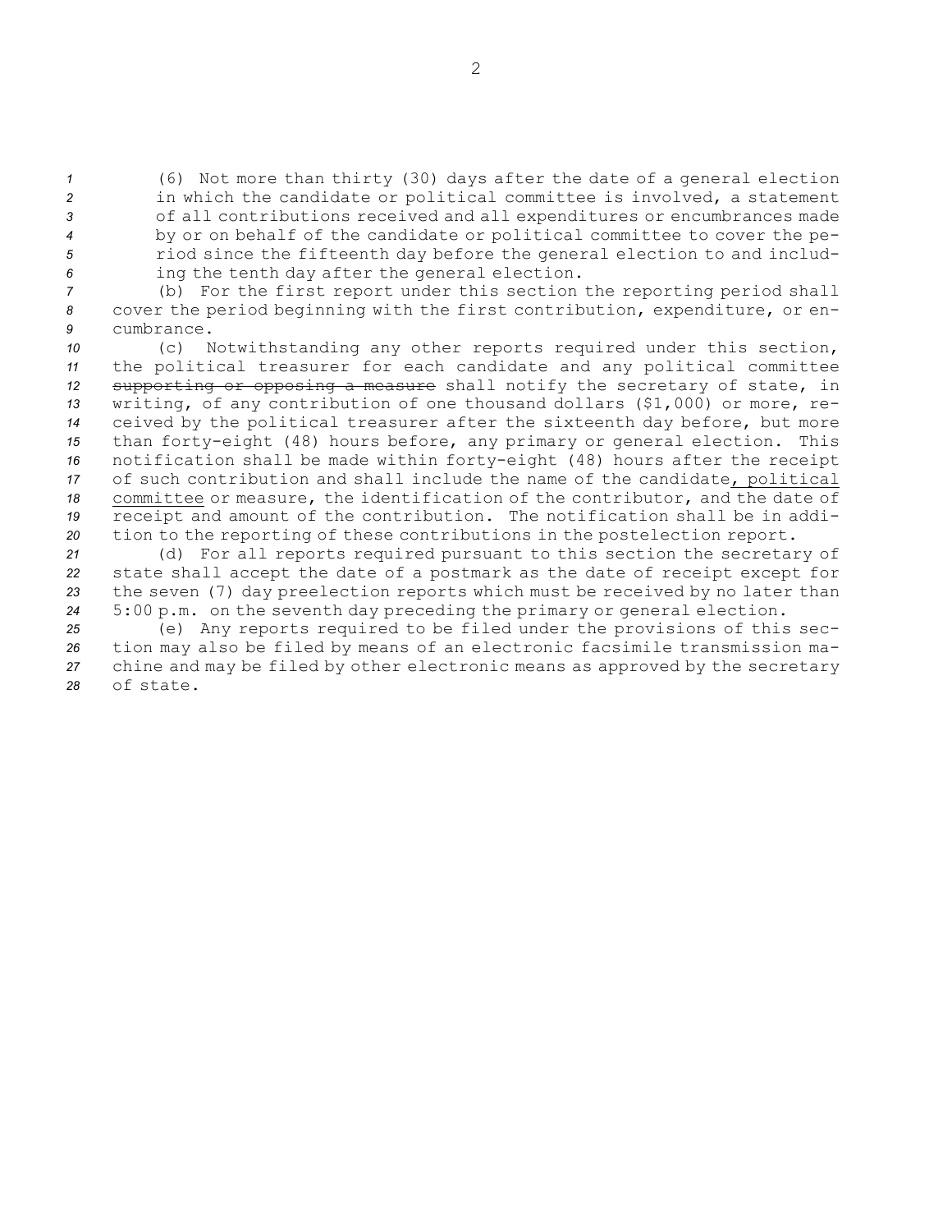(6) Not more than thirty (30) days after the date of a general election in which the candidate or political committee is involved, a statement of all contributions received and all expenditures or encumbrances made by or on behalf of the candidate or political committee to cover the period since the fifteenth day before the general election to and including the tenth day after the general election.

(b) For the first report under this section the reporting period shall cover the period beginning with the first contribution, expenditure, or encumbrance.

(c) Notwithstanding any other reports required under this section, the political treasurer for each candidate and any political committee ~~supporting or opposing a measure~~ shall notify the secretary of state, in writing, of any contribution of one thousand dollars ($1,000) or more, received by the political treasurer after the sixteenth day before, but more than forty-eight (48) hours before, any primary or general election. This notification shall be made within forty-eight (48) hours after the receipt of such contribution and shall include the name of the candidate<u>, political committee</u> or measure, the identification of the contributor, and the date of receipt and amount of the contribution. The notification shall be in addition to the reporting of these contributions in the postelection report.

(d) For all reports required pursuant to this section the secretary of state shall accept the date of a postmark as the date of receipt except for the seven (7) day preelection reports which must be received by no later than 5:00 p.m. on the seventh day preceding the primary or general election.

(e) Any reports required to be filed under the provisions of this section may also be filed by means of an electronic facsimile transmission machine and may be filed by other electronic means as approved by the secretary of state.